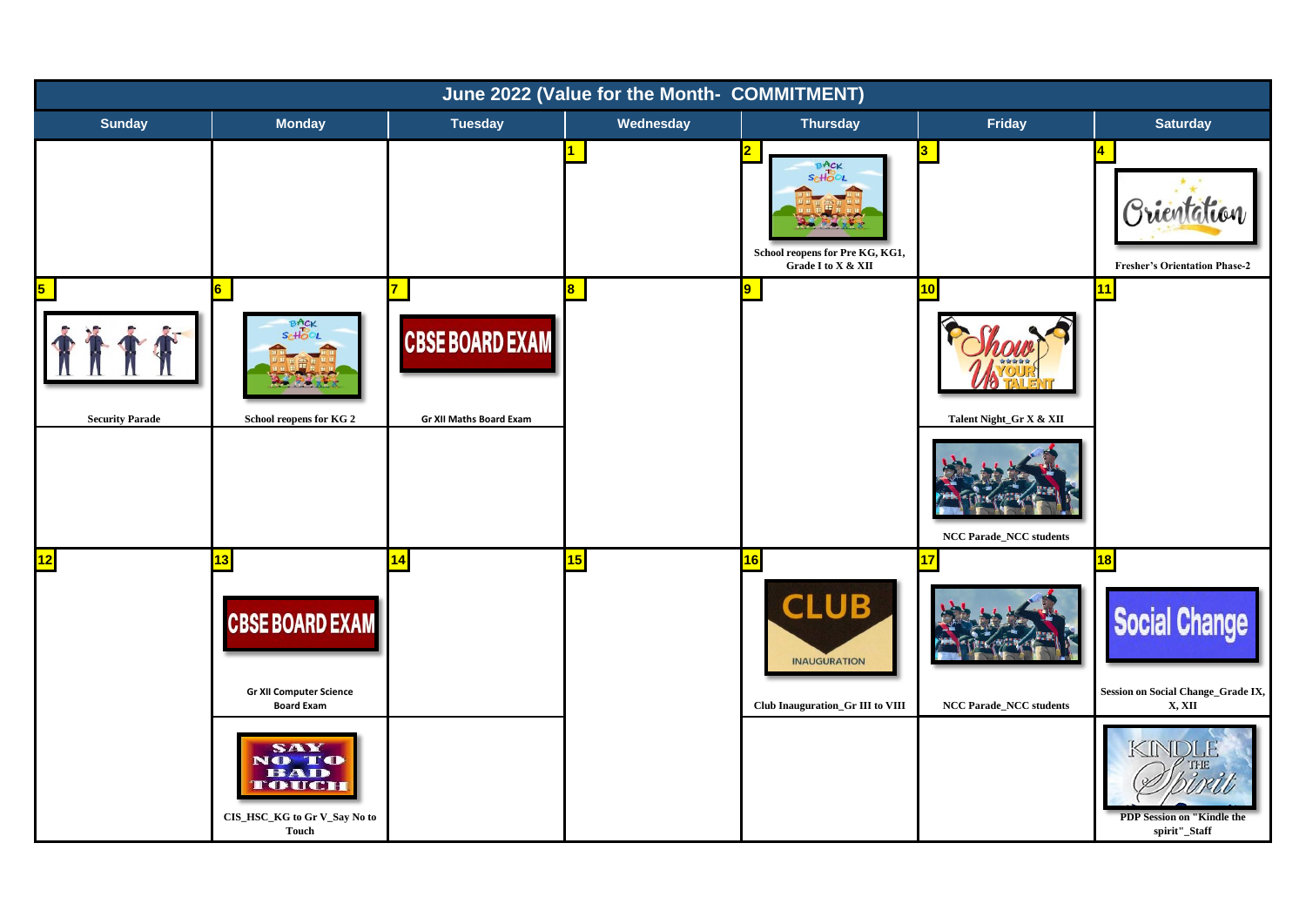## June 2022 (Value for the Month- COMMITMENT)

| Sunday | Monday | Tuesday | Wednesday | Thursday | Friday | Saturday |
|---|---|---|---|---|---|---|
| | | | 1 | 2 School reopens for Pre KG, KG1, Grade I to X & XII | 3 | 4 Fresher's Orientation Phase-2 |
| 5 Security Parade | 6 School reopens for KG 2 | 7 Gr XII Maths Board Exam | 8 | 9 | 10 Talent Night_Gr X & XII; NCC Parade_NCC students | 11 |
| 12 | 13 Gr XII Computer Science Board Exam; CIS_HSC_KG to Gr V_Say No to Touch | 14 | 15 | 16 Club Inauguration_Gr III to VIII | 17 NCC Parade_NCC students | 18 Session on Social Change_Grade IX, X, XII; PDP Session on "Kindle the spirit"_Staff |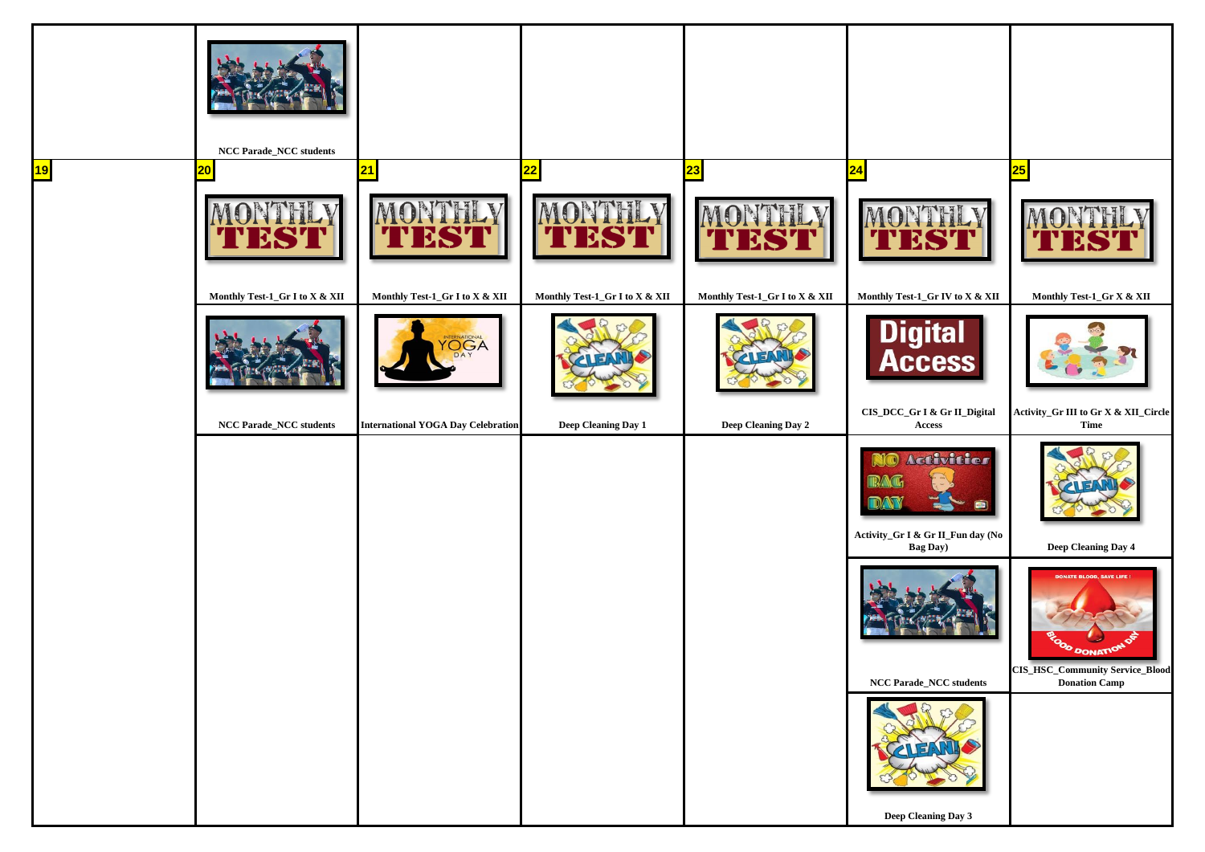| | | | | | | |
|---|---|---|---|---|---|---|
| | NCC Parade_NCC students | | | | | |
| 19 | 20 | 21 | 22 | 23 | 24 | 25 |
| | Monthly Test-1_Gr I to X & XII | Monthly Test-1_Gr I to X & XII | Monthly Test-1_Gr I to X & XII | Monthly Test-1_Gr I to X & XII | Monthly Test-1_Gr IV to X & XII | Monthly Test-1_Gr X & XII |
| | NCC Parade_NCC students | International YOGA Day Celebration | Deep Cleaning Day 1 | Deep Cleaning Day 2 | CIS_DCC_Gr I & Gr II_Digital Access | Activity_Gr III to Gr X & XII_Circle Time |
| | | | | | Activity_Gr I & Gr II_Fun day (No Bag Day) | Deep Cleaning Day 4 |
| | | | | | NCC Parade_NCC students | CIS_HSC_Community Service_Blood Donation Camp |
| | | | | | Deep Cleaning Day 3 | |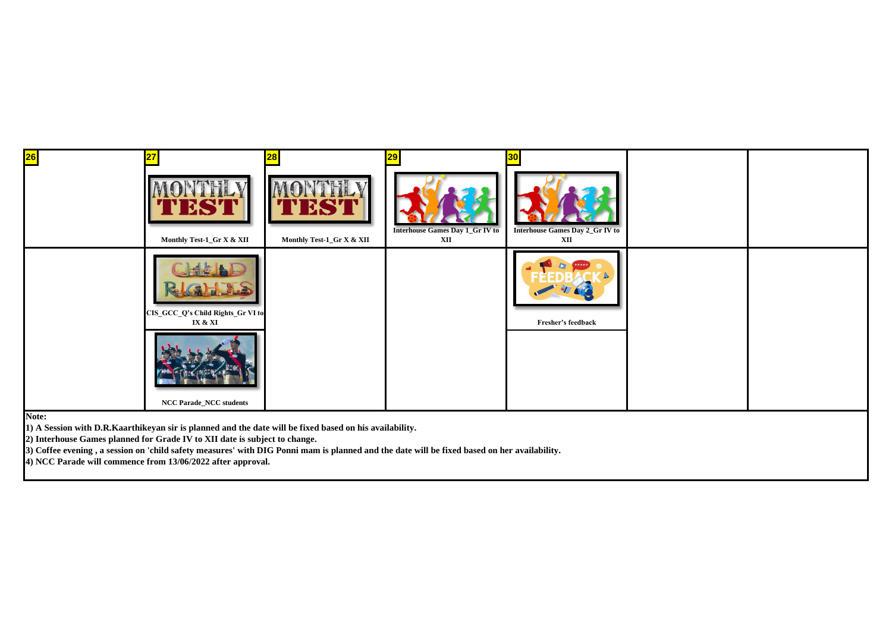| 26 | 27 | 28 | 29 | 30 | | |
|---|---|---|---|---|---|---|
| | Monthly Test-1_Gr X & XII | Monthly Test-1_Gr X & XII | Interhouse Games Day 1_Gr IV to XII | Interhouse Games Day 2_Gr IV to XII | | |
| | CIS_GCC_Q's Child Rights_Gr VI to IX & XI | | | Fresher's feedback | | |
| | NCC Parade_NCC students | | | | | |

**Note:**

**1) A Session with D.R.Kaarthikeyan sir is planned and the date will be fixed based on his availability.**

**2) Interhouse Games planned for Grade IV to XII date is subject to change.**

**3) Coffee evening , a session on 'child safety measures' with DIG Ponni mam is planned and the date will be fixed based on her availability.**

**4) NCC Parade will commence from 13/06/2022 after approval.**